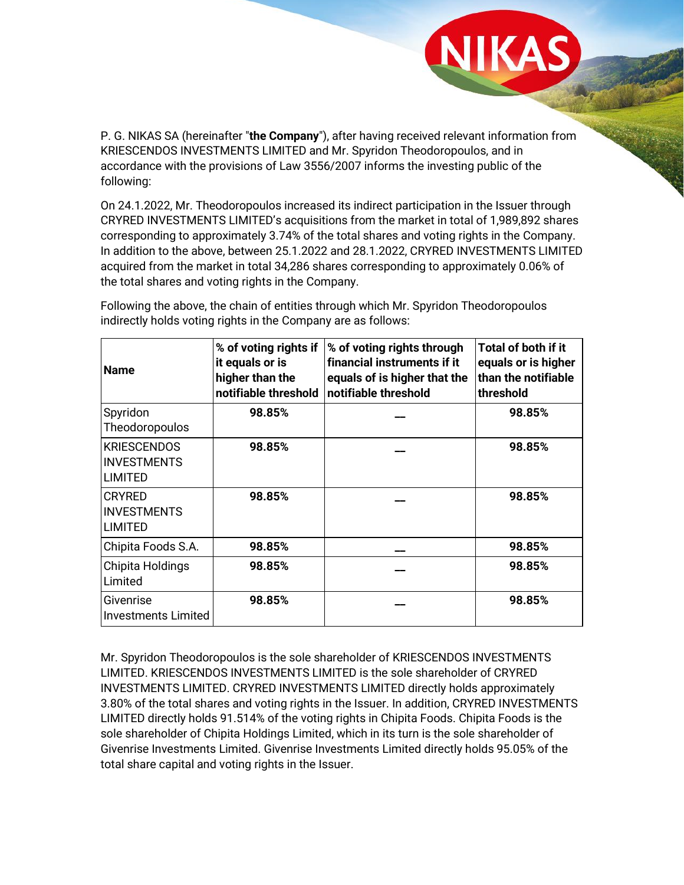P. G. NIKAS SA (hereinafter "**the Company**"), after having received relevant information from KRIESCENDOS INVESTMENTS LIMITED and Mr. Spyridon Theodoropoulos, and in accordance with the provisions of Law 3556/2007 informs the investing public of the following:

On 24.1.2022, Mr. Theodoropoulos increased its indirect participation in the Issuer through CRYRED INVESTMENTS LIMITED's acquisitions from the market in total of 1,989,892 shares corresponding to approximately 3.74% of the total shares and voting rights in the Company. In addition to the above, between 25.1.2022 and 28.1.2022, CRYRED INVESTMENTS LIMITED acquired from the market in total 34,286 shares corresponding to approximately 0.06% of the total shares and voting rights in the Company.

Following the above, the chain of entities through which Mr. Spyridon Theodoropoulos indirectly holds voting rights in the Company are as follows:

| **Name** | **% of voting rights if it equals or is higher than the notifiable threshold** | **% of voting rights through financial instruments if it equals of is higher that the notifiable threshold** | **Total of both if it equals or is higher than the notifiable threshold** |
|---|---|---|---|
| Spyridon Theodoropoulos | **98.85%** | — | **98.85%** |
| KRIESCENDOS INVESTMENTS LIMITED | **98.85%** | — | **98.85%** |
| CRYRED INVESTMENTS LIMITED | **98.85%** | — | **98.85%** |
| Chipita Foods S.A. | **98.85%** | — | **98.85%** |
| Chipita Holdings Limited | **98.85%** | — | **98.85%** |
| Givenrise Investments Limited | **98.85%** | — | **98.85%** |

Mr. Spyridon Theodoropoulos is the sole shareholder of KRIESCENDOS INVESTMENTS LIMITED. KRIESCENDOS INVESTMENTS LIMITED is the sole shareholder of CRYRED INVESTMENTS LIMITED. CRYRED INVESTMENTS LIMITED directly holds approximately 3.80% of the total shares and voting rights in the Issuer. In addition, CRYRED INVESTMENTS LIMITED directly holds 91.514% of the voting rights in Chipita Foods. Chipita Foods is the sole shareholder of Chipita Holdings Limited, which in its turn is the sole shareholder of Givenrise Investments Limited. Givenrise Investments Limited directly holds 95.05% of the total share capital and voting rights in the Issuer.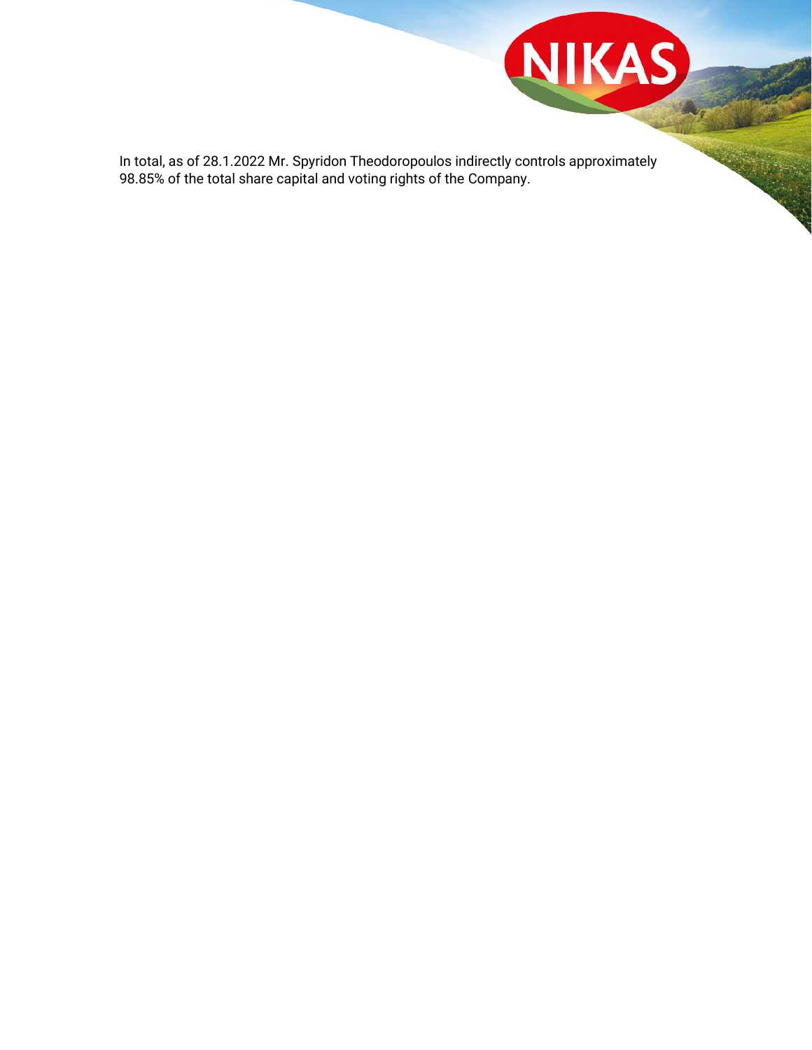In total, as of 28.1.2022 Mr. Spyridon Theodoropoulos indirectly controls approximately 98.85% of the total share capital and voting rights of the Company.